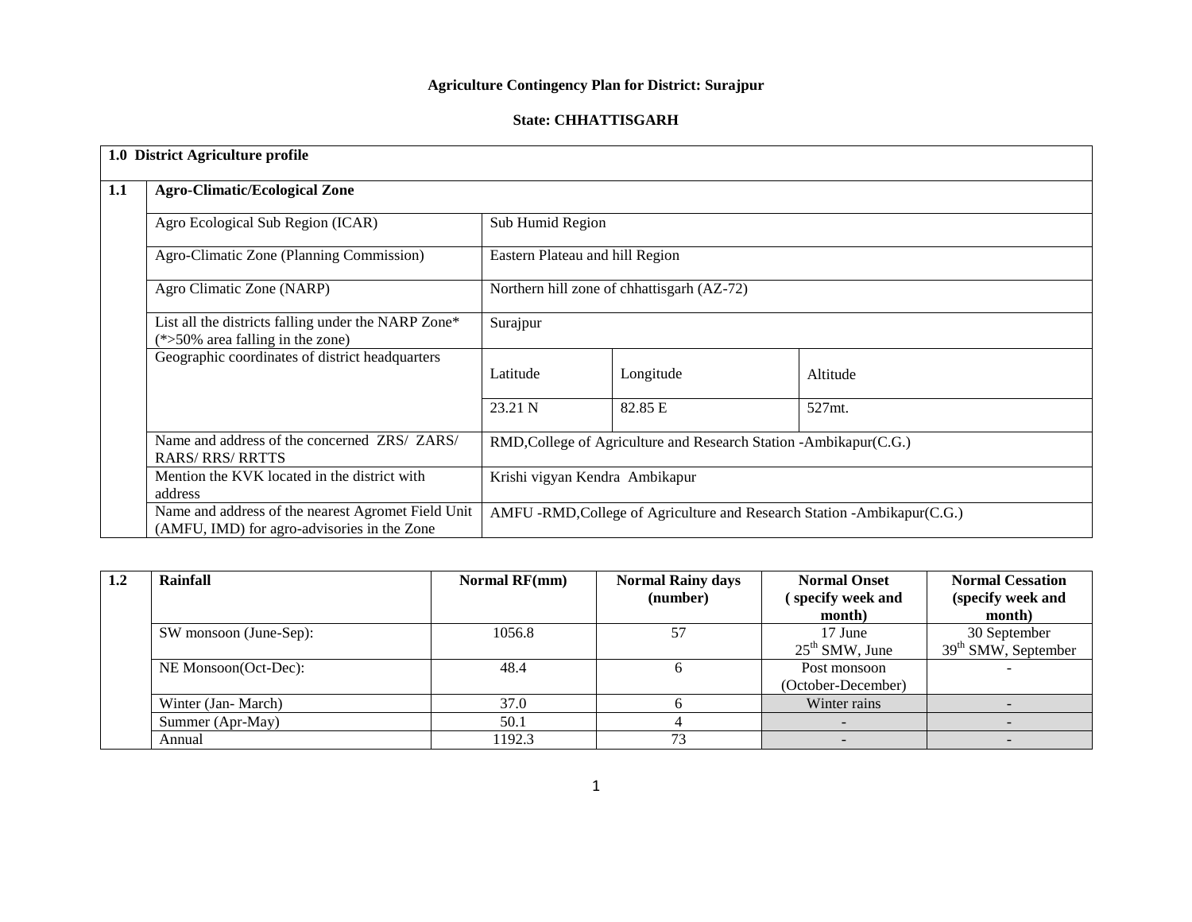# Agriculture Contingency Plan for District: Surajpur

## State: CHHATTISGARH

| 1.0 District Agriculture profile | | | | |
|---|---|---|---|---|
| **1.1** | **Agro-Climatic/Ecological Zone** | | | |
| | Agro Ecological Sub Region (ICAR) | Sub Humid Region | | |
| | Agro-Climatic Zone (Planning Commission) | Eastern Plateau and hill Region | | |
| | Agro Climatic Zone (NARP) | Northern hill zone of chhattisgarh (AZ-72) | | |
| | List all the districts falling under the NARP Zone* (*>50% area falling in the zone) | Surajpur | | |
| | Geographic coordinates of district headquarters | Latitude | Longitude | Altitude |
| | | 23.21 N | 82.85 E | 527mt. |
| | Name and address of the concerned ZRS/ ZARS/ RARS/ RRS/ RRTTS | RMD,College of Agriculture and Research Station -Ambikapur(C.G.) | | |
| | Mention the KVK located in the district with address | Krishi vigyan Kendra Ambikapur | | |
| | Name and address of the nearest Agromet Field Unit (AMFU, IMD) for agro-advisories in the Zone | AMFU -RMD,College of Agriculture and Research Station -Ambikapur(C.G.) | | |

| 1.2 | Rainfall | Normal RF(mm) | Normal Rainy days (number) | Normal Onset ( specify week and month) | Normal Cessation (specify week and month) |
|---|---|---|---|---|---|
| | SW monsoon (June-Sep): | 1056.8 | 57 | 17 June 25th SMW, June | 30 September 39th SMW, September |
| | NE Monsoon(Oct-Dec): | 48.4 | 6 | Post monsoon (October-December) | - |
| | Winter (Jan- March) | 37.0 | 6 | Winter rains | - |
| | Summer (Apr-May) | 50.1 | 4 | - | - |
| | Annual | 1192.3 | 73 | - | - |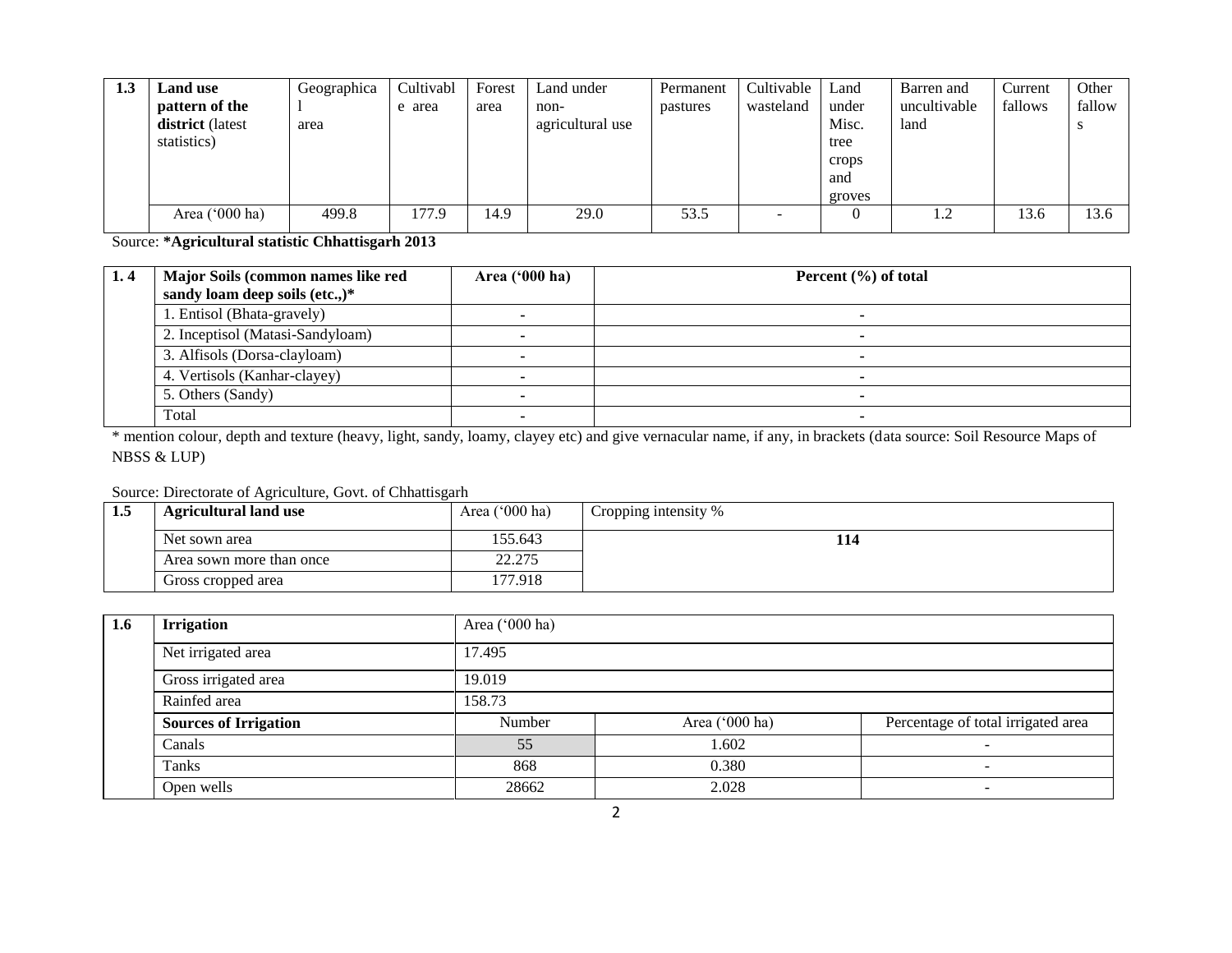| 1.3 | Land use pattern of the district (latest statistics) | Geographical area | Cultivable area | Forest area | Land under non-agricultural use | Permanent pastures | Cultivable wasteland | Land under Misc. tree crops and groves | Barren and uncultivable land | Current fallows | Other fallows |
|---|---|---|---|---|---|---|---|---|---|---|---|
| | Area ('000 ha) | 499.8 | 177.9 | 14.9 | 29.0 | 53.5 | - | 0 | 1.2 | 13.6 | 13.6 |

Source: **\*Agricultural statistic Chhattisgarh 2013**

| 1. 4 | **Major Soils (common names like red sandy loam deep soils (etc.,)*** | **Area ('000 ha)** | **Percent (%) of total** |
|---|---|---|---|
| | 1. Entisol (Bhata-gravely) | - | - |
| | 2. Inceptisol (Matasi-Sandyloam) | - | - |
| | 3. Alfisols (Dorsa-clayloam) | - | - |
| | 4. Vertisols (Kanhar-clayey) | - | - |
| | 5. Others (Sandy) | - | - |
| | Total | - | - |

* mention colour, depth and texture (heavy, light, sandy, loamy, clayey etc) and give vernacular name, if any, in brackets (data source: Soil Resource Maps of NBSS & LUP)

Source: Directorate of Agriculture, Govt. of Chhattisgarh

| 1.5 | **Agricultural land use** | Area ('000 ha) | Cropping intensity % |
|---|---|---|---|
| | Net sown area | 155.643 | **114** |
| | Area sown more than once | 22.275 | |
| | Gross cropped area | 177.918 | |

| 1.6 | **Irrigation** | Area ('000 ha) | | |
|---|---|---|---|---|
| | Net irrigated area | 17.495 | | |
| | Gross irrigated area | 19.019 | | |
| | Rainfed area | 158.73 | | |
| | **Sources of Irrigation** | Number | Area ('000 ha) | Percentage of total irrigated area |
| | Canals | 55 | 1.602 | - |
| | Tanks | 868 | 0.380 | - |
| | Open wells | 28662 | 2.028 | - |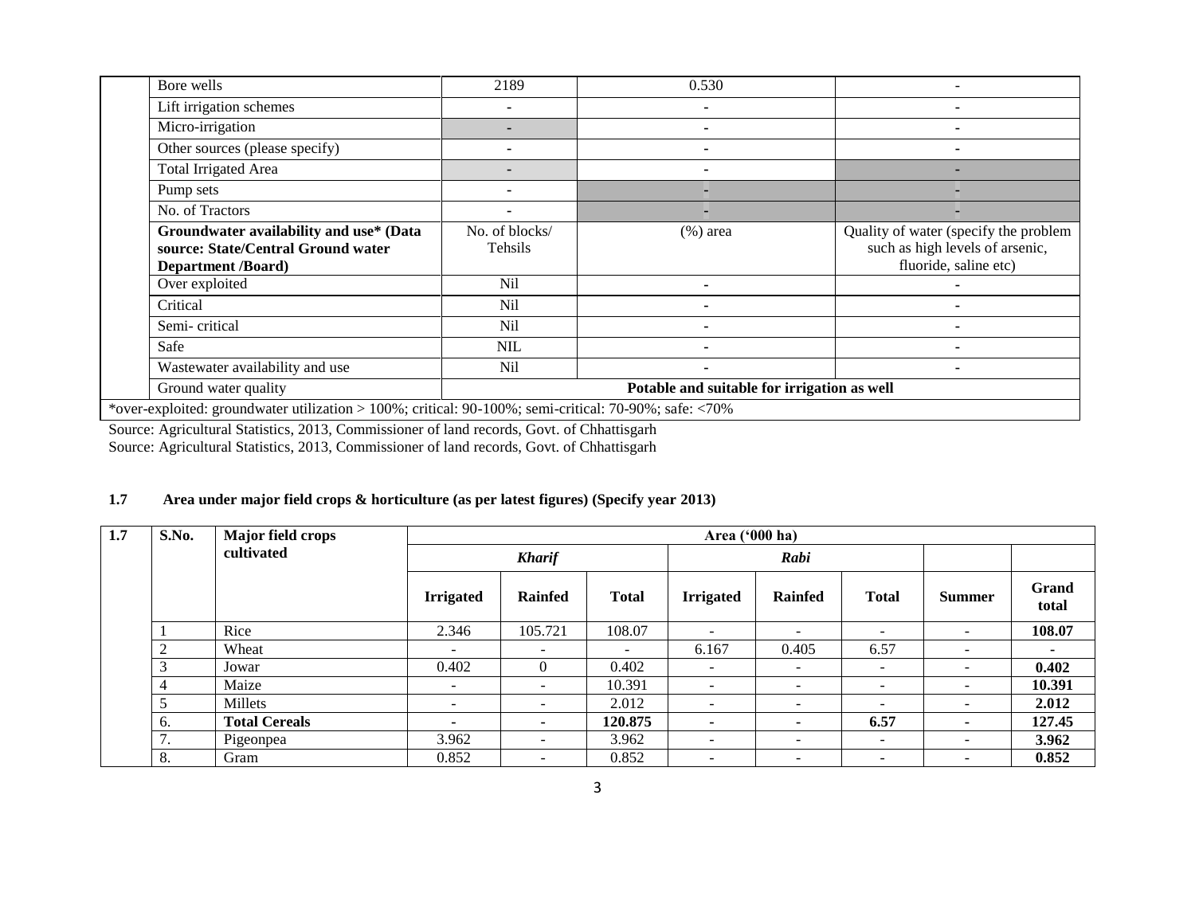| | | | | |
|---|---|---|---|---|
| | Bore wells | 2189 | 0.530 | - |
| | Lift irrigation schemes | - | - | - |
| | Micro-irrigation | - | - | - |
| | Other sources (please specify) | - | - | - |
| | Total Irrigated Area | - | - | - |
| | Pump sets | - | - | - |
| | No. of Tractors | - | - | - |
| | **Groundwater availability and use* (Data source: State/Central Ground water Department /Board)** | No. of blocks/ Tehsils | (%) area | Quality of water (specify the problem such as high levels of arsenic, fluoride, saline etc) |
| | Over exploited | Nil | - | - |
| | Critical | Nil | - | - |
| | Semi- critical | Nil | - | - |
| | Safe | NIL | - | - |
| | Wastewater availability and use | Nil | - | - |
| | Ground water quality | **Potable and suitable for irrigation as well** | | |
| *over-exploited: groundwater utilization > 100%; critical: 90-100%; semi-critical: 70-90%; safe: <70% | | | | |

Source: Agricultural Statistics, 2013, Commissioner of land records, Govt. of Chhattisgarh
Source: Agricultural Statistics, 2013, Commissioner of land records, Govt. of Chhattisgarh

**1.7 Area under major field crops & horticulture (as per latest figures) (Specify year 2013)**

| 1.7 | S.No. | Major field crops cultivated | Area ('000 ha) | | | | | | | |
|---|---|---|---|---|---|---|---|---|---|---|
| | | | *Kharif* | | | *Rabi* | | | | |
| | | | **Irrigated** | **Rainfed** | **Total** | **Irrigated** | **Rainfed** | **Total** | **Summer** | **Grand total** |
| | 1 | Rice | 2.346 | 105.721 | 108.07 | - | - | - | - | **108.07** |
| | 2 | Wheat | - | - | - | 6.167 | 0.405 | 6.57 | - | **-** |
| | 3 | Jowar | 0.402 | 0 | 0.402 | - | - | - | - | **0.402** |
| | 4 | Maize | - | - | 10.391 | - | - | - | - | **10.391** |
| | 5 | Millets | - | - | 2.012 | - | - | - | - | **2.012** |
| | 6. | **Total Cereals** | **-** | **-** | **120.875** | **-** | **-** | **6.57** | **-** | **127.45** |
| | 7. | Pigeonpea | 3.962 | - | 3.962 | - | - | - | - | **3.962** |
| | 8. | Gram | 0.852 | - | 0.852 | - | - | - | - | **0.852** |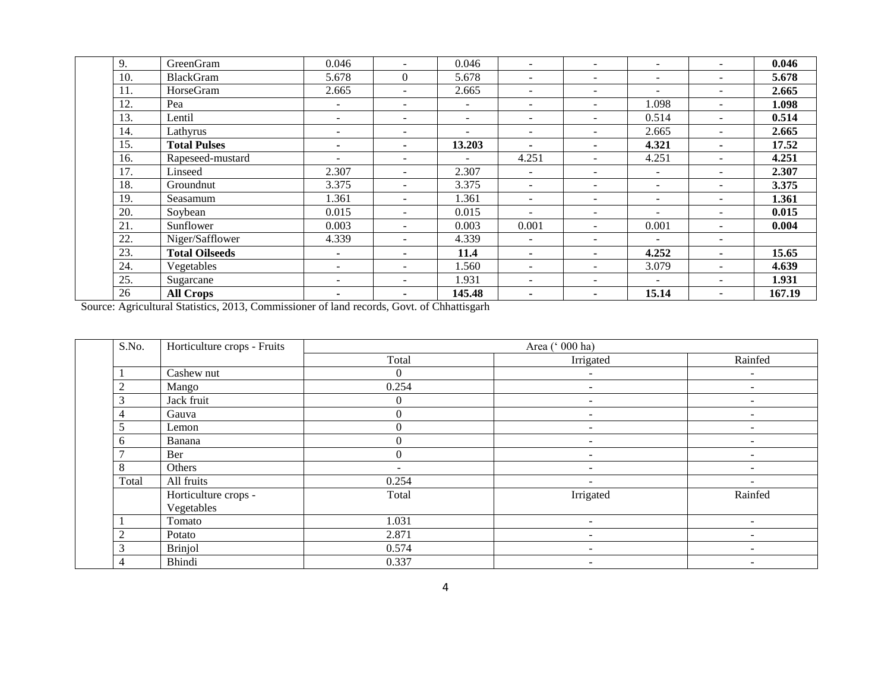| | 9. | GreenGram | 0.046 | - | 0.046 | - | - | - | - | **0.046** |
|---|---|---|---|---|---|---|---|---|---|---|
| | 10. | BlackGram | 5.678 | 0 | 5.678 | - | - | - | - | **5.678** |
| | 11. | HorseGram | 2.665 | - | 2.665 | - | - | - | - | **2.665** |
| | 12. | Pea | - | - | - | - | - | 1.098 | - | **1.098** |
| | 13. | Lentil | - | - | - | - | - | 0.514 | - | **0.514** |
| | 14. | Lathyrus | - | - | - | - | - | 2.665 | - | **2.665** |
| | 15. | **Total Pulses** | **-** | **-** | **13.203** | **-** | **-** | **4.321** | **-** | **17.52** |
| | 16. | Rapeseed-mustard | - | - | - | 4.251 | - | 4.251 | - | **4.251** |
| | 17. | Linseed | 2.307 | - | 2.307 | - | - | - | - | **2.307** |
| | 18. | Groundnut | 3.375 | - | 3.375 | - | - | - | - | **3.375** |
| | 19. | Seasamum | 1.361 | - | 1.361 | - | - | - | - | **1.361** |
| | 20. | Soybean | 0.015 | - | 0.015 | - | - | - | - | **0.015** |
| | 21. | Sunflower | 0.003 | - | 0.003 | 0.001 | - | 0.001 | - | **0.004** |
| | 22. | Niger/Safflower | 4.339 | - | 4.339 | - | - | - | - | |
| | 23. | **Total Oilseeds** | **-** | **-** | **11.4** | **-** | **-** | **4.252** | **-** | **15.65** |
| | 24. | Vegetables | - | - | 1.560 | - | - | 3.079 | - | **4.639** |
| | 25. | Sugarcane | - | - | 1.931 | - | - | - | - | **1.931** |
| | 26 | **All Crops** | **-** | **-** | **145.48** | **-** | **-** | **15.14** | - | **167.19** |

Source: Agricultural Statistics, 2013, Commissioner of land records, Govt. of Chhattisgarh

| | S.No. | Horticulture crops - Fruits | Area (' 000 ha) | | |
|---|---|---|---|---|---|
| | | | Total | Irrigated | Rainfed |
| | 1 | Cashew nut | 0 | - | - |
| | 2 | Mango | 0.254 | - | - |
| | 3 | Jack fruit | 0 | - | - |
| | 4 | Gauva | 0 | - | - |
| | 5 | Lemon | 0 | - | - |
| | 6 | Banana | 0 | - | - |
| | 7 | Ber | 0 | - | - |
| | 8 | Others | - | - | - |
| | Total | All fruits | 0.254 | - | - |
| | | Horticulture crops - Vegetables | Total | Irrigated | Rainfed |
| | 1 | Tomato | 1.031 | - | - |
| | 2 | Potato | 2.871 | - | - |
| | 3 | Brinjol | 0.574 | - | - |
| | 4 | Bhindi | 0.337 | - | - |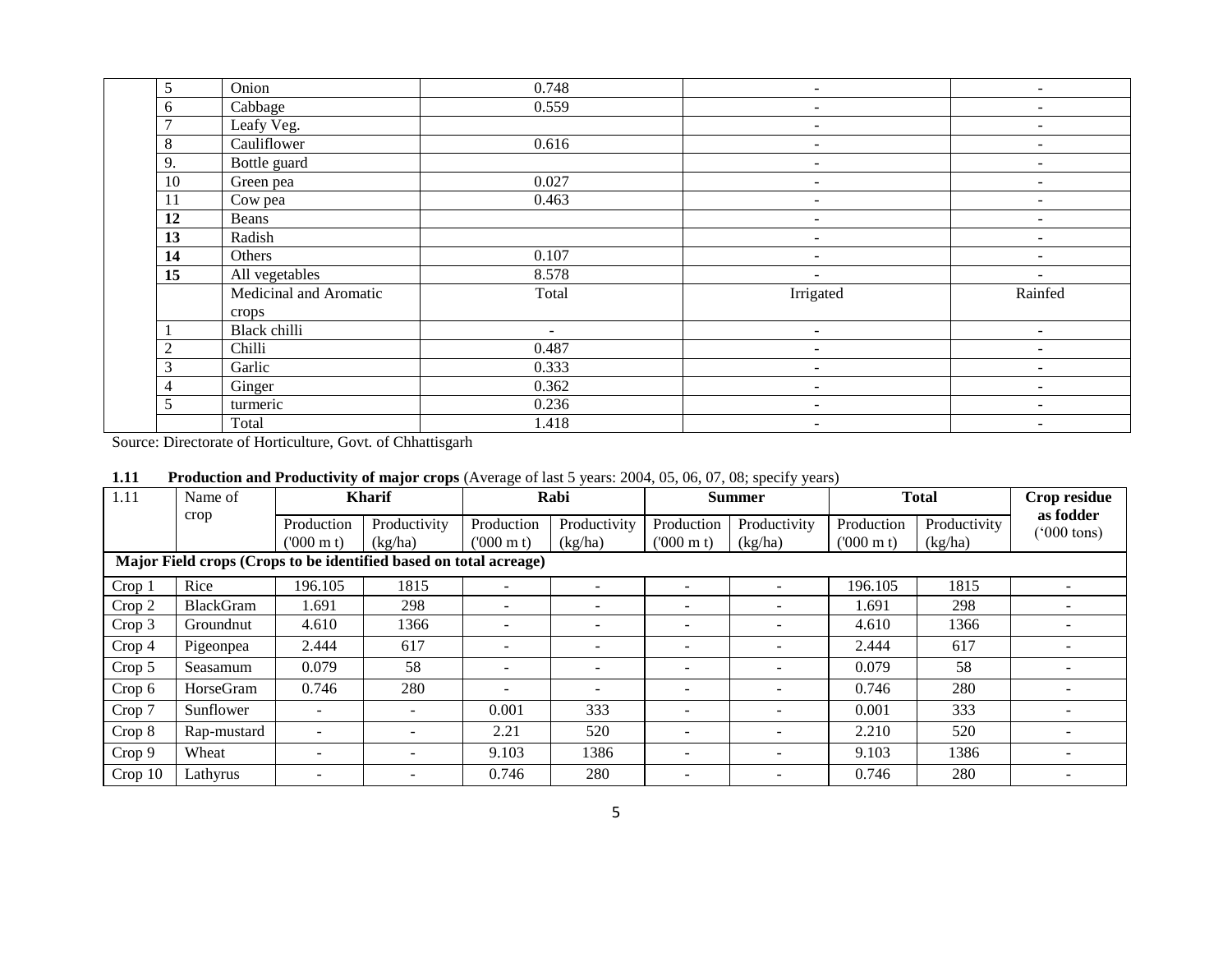| | | | | |
|---|---|---|---|---|
| 5 | Onion | 0.748 | - | - |
| 6 | Cabbage | 0.559 | - | - |
| 7 | Leafy Veg. | | - | - |
| 8 | Cauliflower | 0.616 | - | - |
| 9. | Bottle guard | | - | - |
| 10 | Green pea | 0.027 | - | - |
| 11 | Cow pea | 0.463 | - | - |
| **12** | Beans | | - | - |
| **13** | Radish | | - | - |
| **14** | Others | 0.107 | - | - |
| **15** | All vegetables | 8.578 | - | - |
| | Medicinal and Aromatic crops | Total | Irrigated | Rainfed |
| 1 | Black chilli | - | - | - |
| 2 | Chilli | 0.487 | - | - |
| 3 | Garlic | 0.333 | - | - |
| 4 | Ginger | 0.362 | - | - |
| 5 | turmeric | 0.236 | - | - |
| | Total | 1.418 | - | - |

Source: Directorate of Horticulture, Govt. of Chhattisgarh

**1.11 Production and Productivity of major crops** (Average of last 5 years: 2004, 05, 06, 07, 08; specify years)

| 1.11 | Name of crop | **Kharif** | | **Rabi** | | **Summer** | | **Total** | | **Crop residue as fodder** ('000 tons) |
|---|---|---|---|---|---|---|---|---|---|---|
| | | Production ('000 m t) | Productivity (kg/ha) | Production ('000 m t) | Productivity (kg/ha) | Production ('000 m t) | Productivity (kg/ha) | Production ('000 m t) | Productivity (kg/ha) | |
| **Major Field crops (Crops to be identified based on total acreage)** | | | | | | | | | | |
| Crop 1 | Rice | 196.105 | 1815 | - | - | - | - | 196.105 | 1815 | - |
| Crop 2 | BlackGram | 1.691 | 298 | - | - | - | - | 1.691 | 298 | - |
| Crop 3 | Groundnut | 4.610 | 1366 | - | - | - | - | 4.610 | 1366 | - |
| Crop 4 | Pigeonpea | 2.444 | 617 | - | - | - | - | 2.444 | 617 | - |
| Crop 5 | Seasamum | 0.079 | 58 | - | - | - | - | 0.079 | 58 | - |
| Crop 6 | HorseGram | 0.746 | 280 | - | - | - | - | 0.746 | 280 | - |
| Crop 7 | Sunflower | - | - | 0.001 | 333 | - | - | 0.001 | 333 | - |
| Crop 8 | Rap-mustard | - | - | 2.21 | 520 | - | - | 2.210 | 520 | - |
| Crop 9 | Wheat | - | - | 9.103 | 1386 | - | - | 9.103 | 1386 | - |
| Crop 10 | Lathyrus | - | - | 0.746 | 280 | - | - | 0.746 | 280 | - |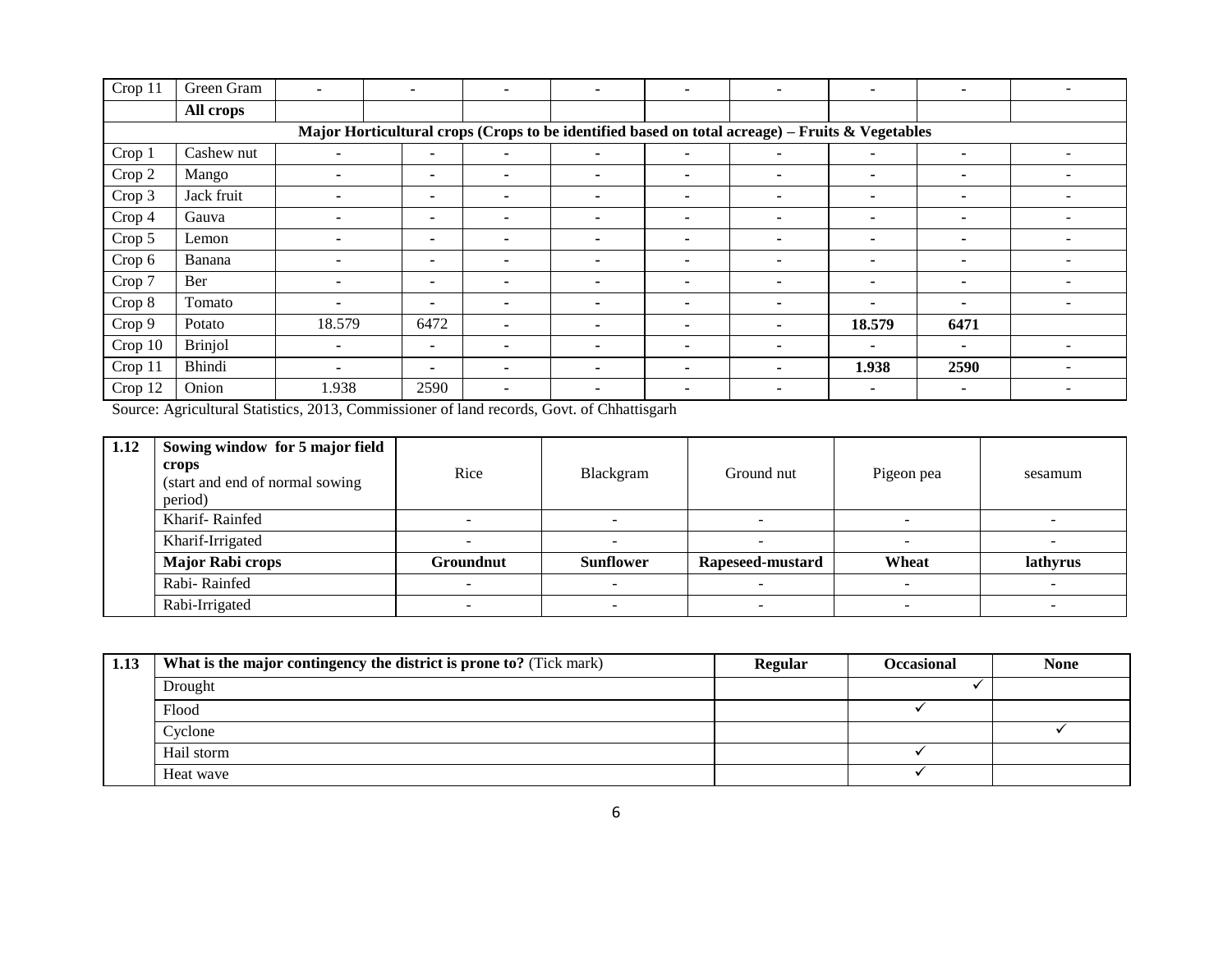| Crop 11 | Green Gram | - | - | - | - | - | - | - | - | - |
|---|---|---|---|---|---|---|---|---|---|---|
| | **All crops** | | | | | | | | | |
| **Major Horticultural crops (Crops to be identified based on total acreage) – Fruits & Vegetables** | | | | | | | | | | |
| Crop 1 | Cashew nut | - | - | - | - | - | - | - | - | - |
| Crop 2 | Mango | - | - | - | - | - | - | - | - | - |
| Crop 3 | Jack fruit | - | - | - | - | - | - | - | - | - |
| Crop 4 | Gauva | - | - | - | - | - | - | - | - | - |
| Crop 5 | Lemon | - | - | - | - | - | - | - | - | - |
| Crop 6 | Banana | - | - | - | - | - | - | - | - | - |
| Crop 7 | Ber | - | - | - | - | - | - | - | - | - |
| Crop 8 | Tomato | - | - | - | - | - | - | - | - | - |
| Crop 9 | Potato | 18.579 | 6472 | - | - | - | - | **18.579** | **6471** | |
| Crop 10 | Brinjol | - | - | - | - | - | - | - | - | - |
| Crop 11 | Bhindi | - | - | - | - | - | - | **1.938** | **2590** | - |
| Crop 12 | Onion | 1.938 | 2590 | - | - | - | - | - | - | - |

Source: Agricultural Statistics, 2013, Commissioner of land records, Govt. of Chhattisgarh

| 1.12 | **Sowing window for 5 major field crops** (start and end of normal sowing period) | Rice | Blackgram | Ground nut | Pigeon pea | sesamum |
|---|---|---|---|---|---|---|
| | Kharif- Rainfed | - | - | - | - | - |
| | Kharif-Irrigated | - | - | - | - | - |
| | **Major Rabi crops** | **Groundnut** | **Sunflower** | **Rapeseed-mustard** | **Wheat** | **lathyrus** |
| | Rabi- Rainfed | - | - | - | - | - |
| | Rabi-Irrigated | - | - | - | - | - |

| 1.13 | **What is the major contingency the district is prone to?** (Tick mark) | **Regular** | **Occasional** | **None** |
|---|---|---|---|---|
| | Drought | | ✓ | |
| | Flood | | ✓ | |
| | Cyclone | | | ✓ |
| | Hail storm | | ✓ | |
| | Heat wave | | ✓ | |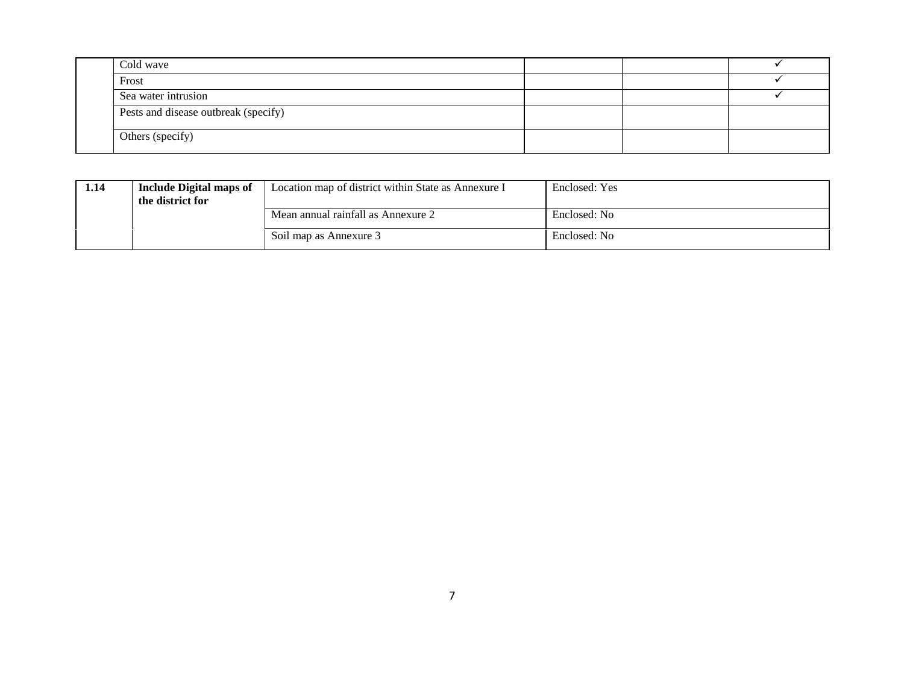| | | | | |
|---|---|---|---|---|
| | Cold wave | | | ✓ |
| | Frost | | | ✓ |
| | Sea water intrusion | | | ✓ |
| | Pests and disease outbreak (specify) | | | |
| | Others (specify) | | | |

| | | | |
|---|---|---|---|
| **1.14** | **Include Digital maps of the district for** | Location map of district within State as Annexure I | Enclosed: Yes |
| | | Mean annual rainfall as Annexure 2 | Enclosed: No |
| | | Soil map as Annexure 3 | Enclosed: No |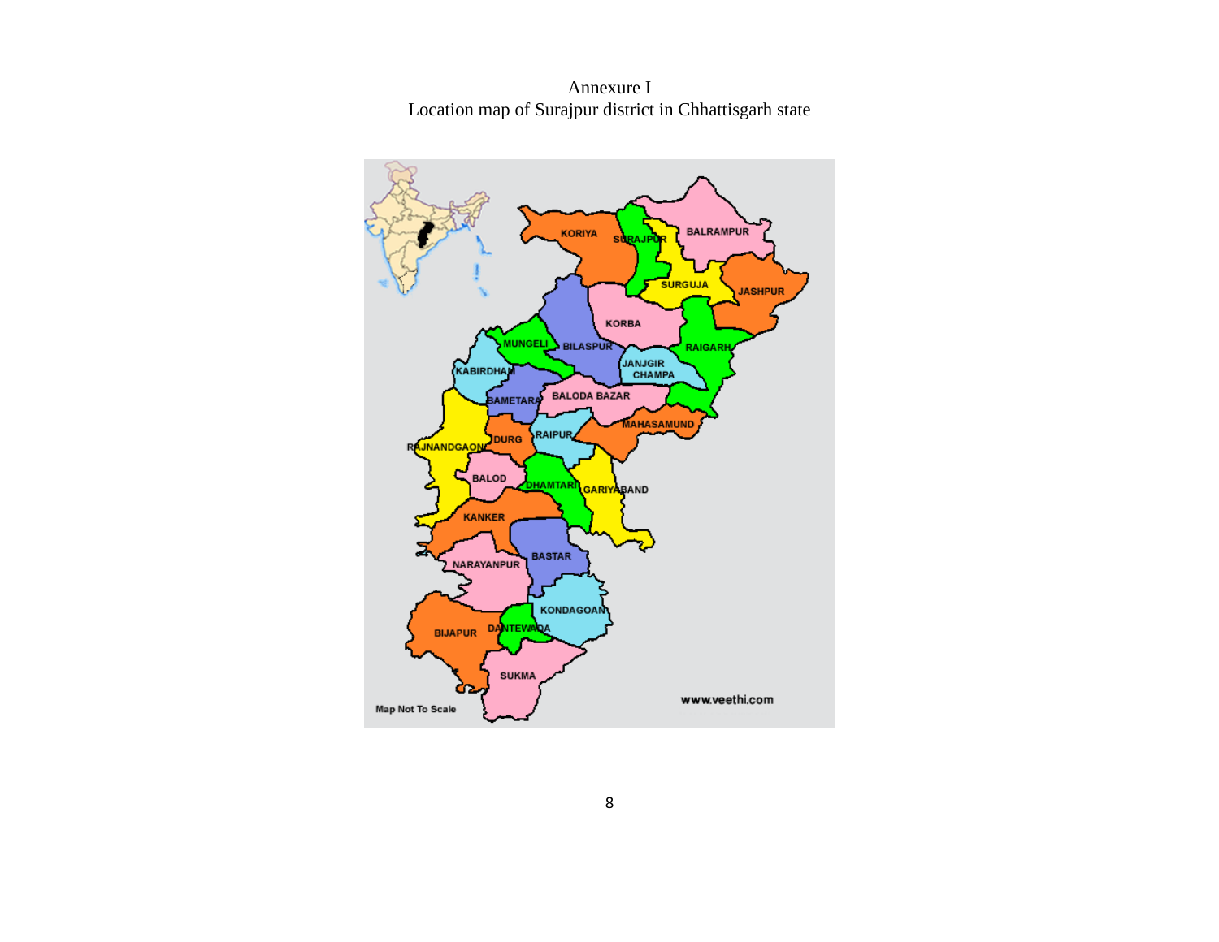Annexure I

Location map of Surajpur district in Chhattisgarh state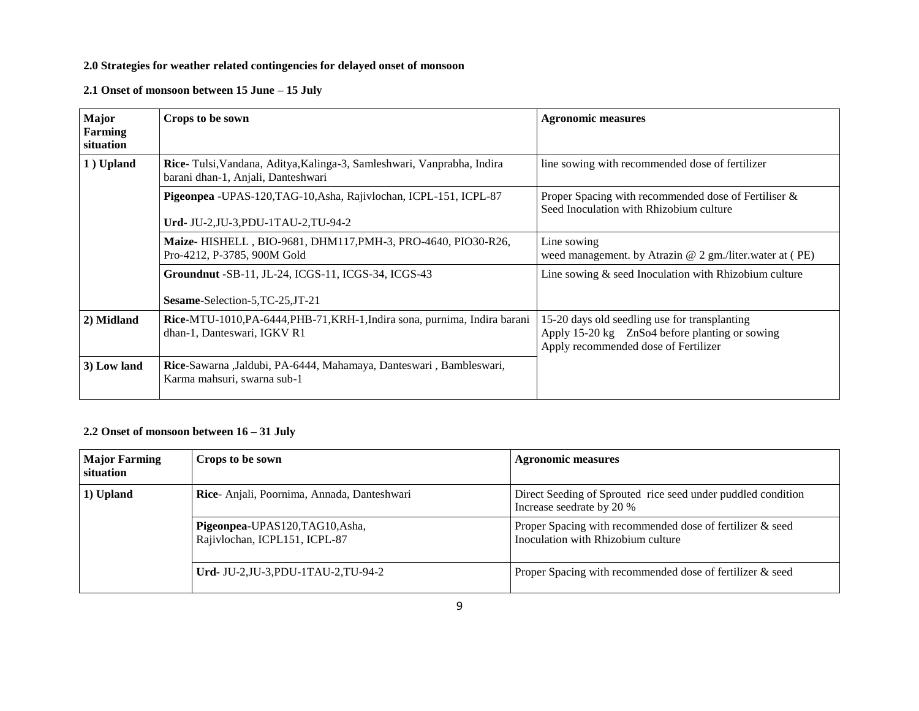**2.0 Strategies for weather related contingencies for delayed onset of monsoon**

**2.1 Onset of monsoon between 15 June – 15 July**

| Major Farming situation | Crops to be sown | Agronomic measures |
|---|---|---|
| **1 ) Upland** | **Rice**- Tulsi,Vandana, Aditya,Kalinga-3, Samleshwari, Vanprabha, Indira barani dhan-1, Anjali, Danteshwari | line sowing with recommended dose of fertilizer |
| | **Pigeonpea** -UPAS-120,TAG-10,Asha, Rajivlochan, ICPL-151, ICPL-87<br><br>**Urd-** JU-2,JU-3,PDU-1TAU-2,TU-94-2 | Proper Spacing with recommended dose of Fertiliser & Seed Inoculation with Rhizobium culture |
| | **Maize-** HISHELL , BIO-9681, DHM117,PMH-3, PRO-4640, PIO30-R26, Pro-4212, P-3785, 900M Gold | Line sowing<br>weed management. by Atrazin @ 2 gm./liter.water at ( PE) |
| | **Groundnut** -SB-11, JL-24, ICGS-11, ICGS-34, ICGS-43<br><br>**Sesame**-Selection-5,TC-25,JT-21 | Line sowing & seed Inoculation with Rhizobium culture |
| **2) Midland** | **Rice**-MTU-1010,PA-6444,PHB-71,KRH-1,Indira sona, purnima, Indira barani dhan-1, Danteswari, IGKV R1 | 15-20 days old seedling use for transplanting<br>Apply 15-20 kg $ZnSo_4$ before planting or sowing<br>Apply recommended dose of Fertilizer |
| **3) Low land** | **Rice**-Sawarna ,Jaldubi, PA-6444, Mahamaya, Danteswari , Bambleswari, Karma mahsuri, swarna sub-1 | |

**2.2 Onset of monsoon between 16 – 31 July**

| Major Farming situation | Crops to be sown | Agronomic measures |
|---|---|---|
| **1) Upland** | **Rice**- Anjali, Poornima, Annada, Danteshwari | Direct Seeding of Sprouted rice seed under puddled condition<br>Increase seedrate by 20 % |
| | **Pigeonpea**-UPAS120,TAG10,Asha, Rajivlochan, ICPL151, ICPL-87 | Proper Spacing with recommended dose of fertilizer & seed Inoculation with Rhizobium culture |
| | **Urd-** JU-2,JU-3,PDU-1TAU-2,TU-94-2 | Proper Spacing with recommended dose of fertilizer & seed |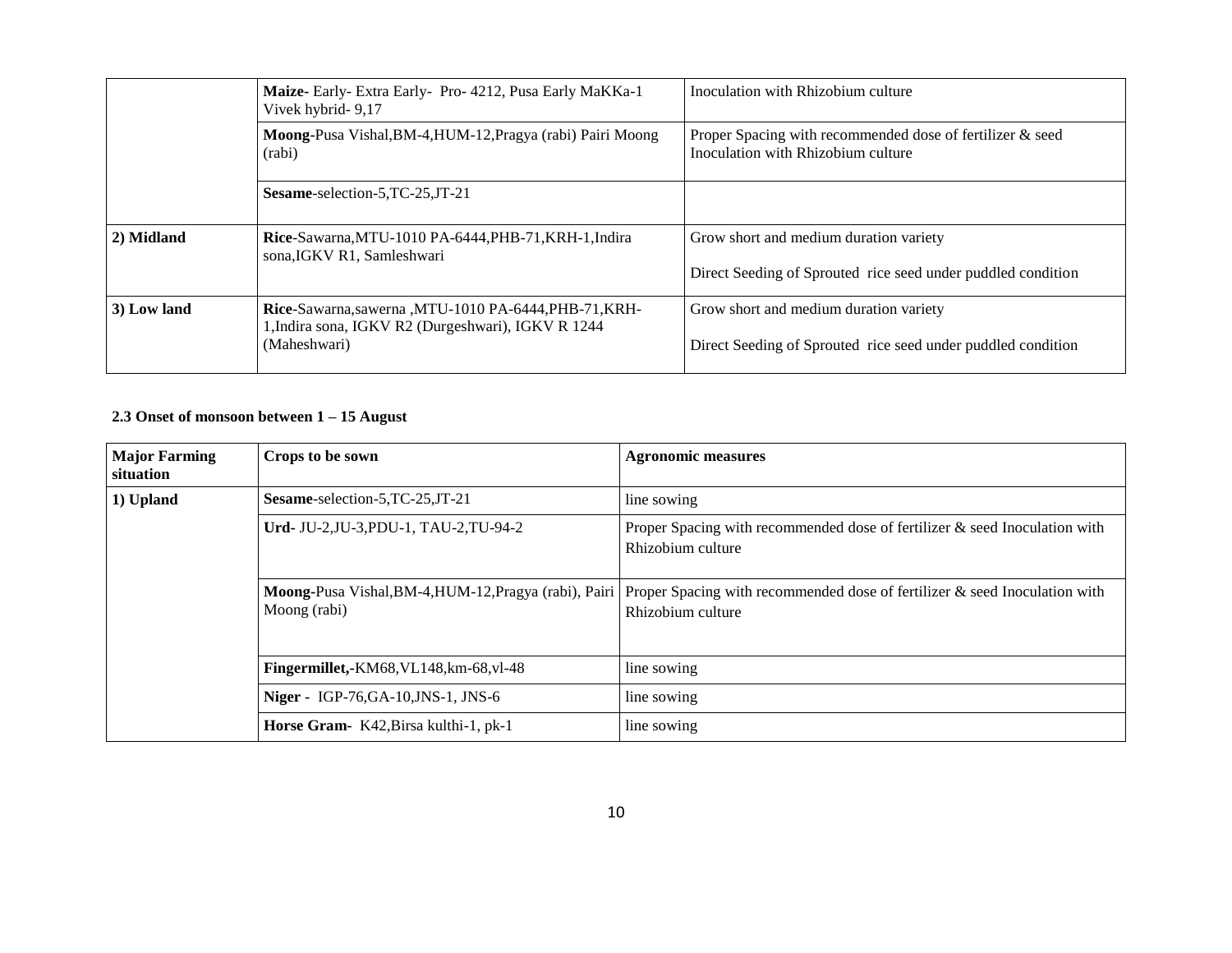| | | |
|---|---|---|
| | **Maize**- Early- Extra Early- Pro- 4212, Pusa Early MaKKa-1 Vivek hybrid- 9,17 | Inoculation with Rhizobium culture |
| | **Moong**-Pusa Vishal,BM-4,HUM-12,Pragya (rabi) Pairi Moong (rabi) | Proper Spacing with recommended dose of fertilizer & seed Inoculation with Rhizobium culture |
| | **Sesame**-selection-5,TC-25,JT-21 | |
| **2) Midland** | **Rice**-Sawarna,MTU-1010 PA-6444,PHB-71,KRH-1,Indira sona,IGKV R1, Samleshwari | Grow short and medium duration variety<br><br>Direct Seeding of Sprouted rice seed under puddled condition |
| **3) Low land** | **Rice**-Sawarna,sawerna ,MTU-1010 PA-6444,PHB-71,KRH-1,Indira sona, IGKV R2 (Durgeshwari), IGKV R 1244 (Maheshwari) | Grow short and medium duration variety<br><br>Direct Seeding of Sprouted rice seed under puddled condition |

**2.3 Onset of monsoon between 1 – 15 August**

| **Major Farming situation** | **Crops to be sown** | **Agronomic measures** |
|---|---|---|
| **1) Upland** | **Sesame**-selection-5,TC-25,JT-21 | line sowing |
| | **Urd**- JU-2,JU-3,PDU-1, TAU-2,TU-94-2 | Proper Spacing with recommended dose of fertilizer & seed Inoculation with Rhizobium culture |
| | **Moong**-Pusa Vishal,BM-4,HUM-12,Pragya (rabi), Pairi Moong (rabi) | Proper Spacing with recommended dose of fertilizer & seed Inoculation with Rhizobium culture |
| | **Fingermillet,**-KM68,VL148,km-68,vl-48 | line sowing |
| | **Niger** - IGP-76,GA-10,JNS-1, JNS-6 | line sowing |
| | **Horse Gram**- K42,Birsa kulthi-1, pk-1 | line sowing |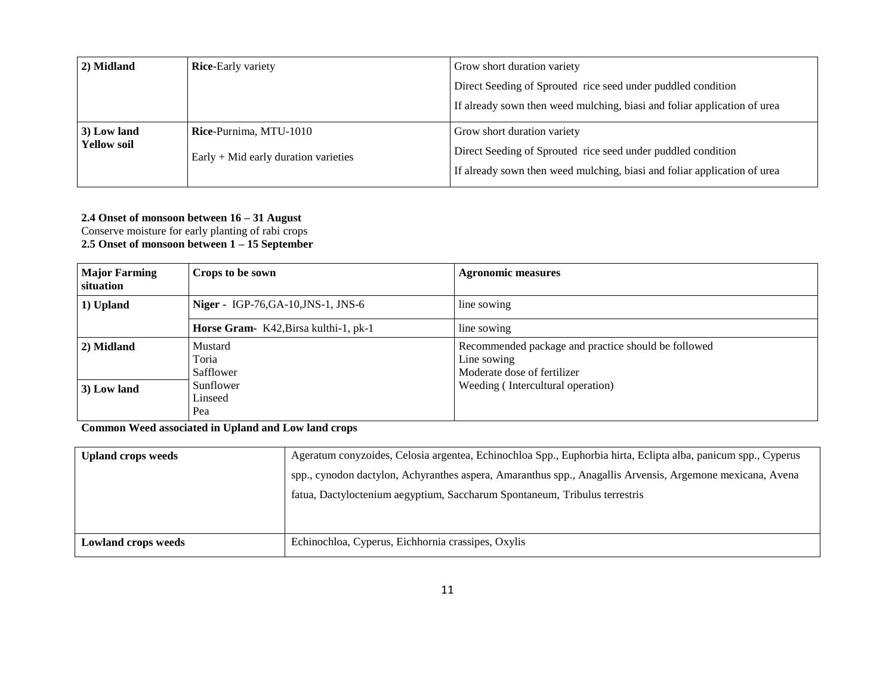| 2) Midland | **Rice**-Early variety | Grow short duration variety<br>Direct Seeding of Sprouted rice seed under puddled condition<br>If already sown then weed mulching, biasi and foliar application of urea |
|---|---|---|
| **3) Low land Yellow soil** | **Rice**-Purnima, MTU-1010<br>Early + Mid early duration varieties | Grow short duration variety<br>Direct Seeding of Sprouted rice seed under puddled condition<br>If already sown then weed mulching, biasi and foliar application of urea |

**2.4 Onset of monsoon between 16 – 31 August**

Conserve moisture for early planting of rabi crops

**2.5 Onset of monsoon between 1 – 15 September**

| Major Farming situation | Crops to be sown | Agronomic measures |
|---|---|---|
| **1) Upland** | **Niger** - IGP-76,GA-10,JNS-1, JNS-6 | line sowing |
| | **Horse Gram**- K42,Birsa kulthi-1, pk-1 | line sowing |
| **2) Midland** | Mustard<br>Toria<br>Safflower | Recommended package and practice should be followed<br>Line sowing<br>Moderate dose of fertilizer<br>Weeding ( Intercultural operation) |
| **3) Low land** | Sunflower<br>Linseed<br>Pea | |

**Common Weed associated in Upland and Low land crops**

| Upland crops weeds | Ageratum conyzoides, Celosia argentea, Echinochloa Spp., Euphorbia hirta, Eclipta alba, panicum spp., Cyperus spp., cynodon dactylon, Achyranthes aspera, Amaranthus spp., Anagallis Arvensis, Argemone mexicana, Avena fatua, Dactyloctenium aegyptium, Saccharum Spontaneum, Tribulus terrestris |
|---|---|
| **Lowland crops weeds** | Echinochloa, Cyperus, Eichhornia crassipes, Oxylis |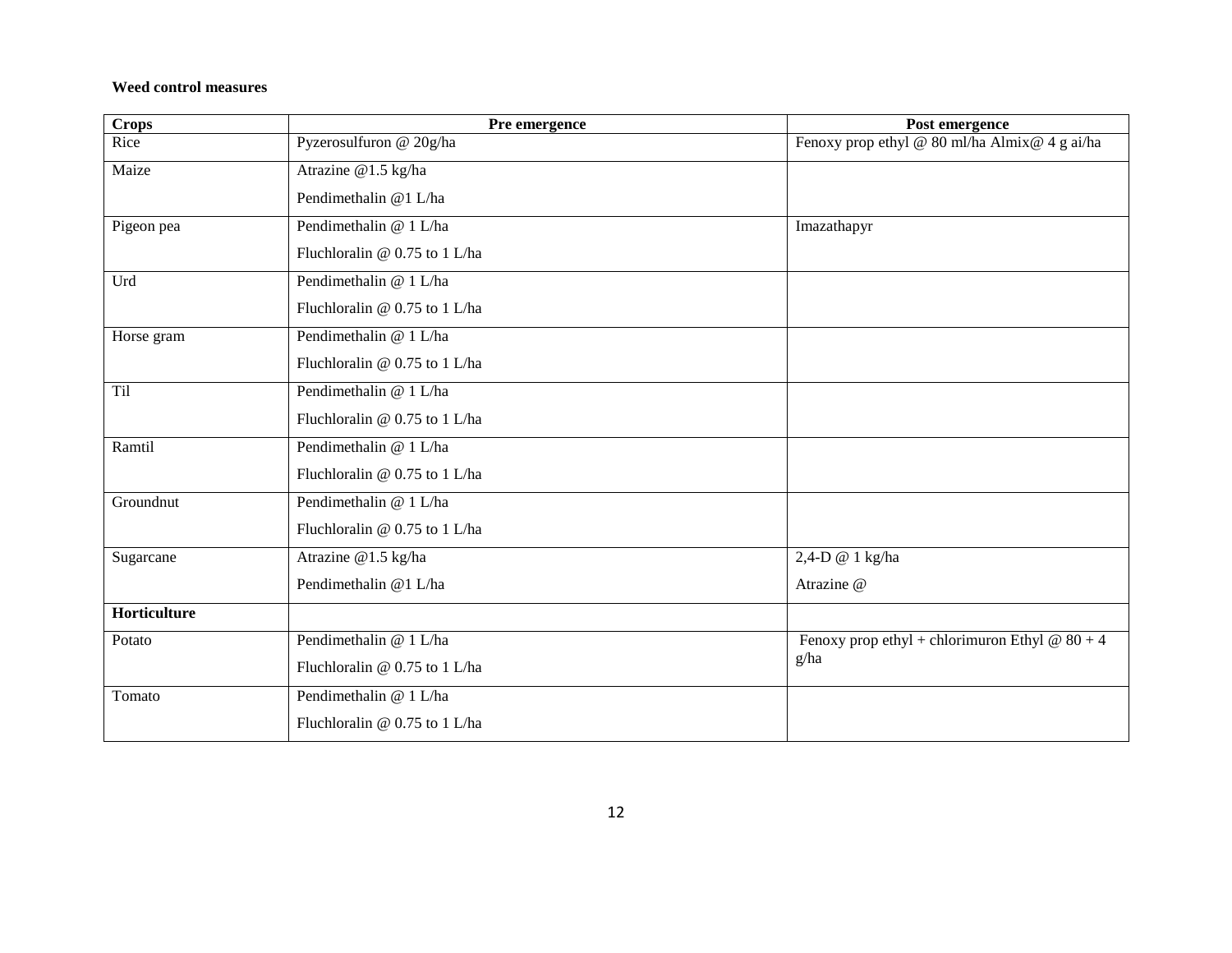**Weed control measures**

| Crops | Pre emergence | Post emergence |
|---|---|---|
| Rice | Pyzerosulfuron @ 20g/ha | Fenoxy prop ethyl @ 80 ml/ha Almix@ 4 g ai/ha |
| Maize | Atrazine @1.5 kg/ha<br>Pendimethalin @1 L/ha | |
| Pigeon pea | Pendimethalin @ 1 L/ha<br>Fluchloralin @ 0.75 to 1 L/ha | Imazathapyr |
| Urd | Pendimethalin @ 1 L/ha<br>Fluchloralin @ 0.75 to 1 L/ha | |
| Horse gram | Pendimethalin @ 1 L/ha<br>Fluchloralin @ 0.75 to 1 L/ha | |
| Til | Pendimethalin @ 1 L/ha<br>Fluchloralin @ 0.75 to 1 L/ha | |
| Ramtil | Pendimethalin @ 1 L/ha<br>Fluchloralin @ 0.75 to 1 L/ha | |
| Groundnut | Pendimethalin @ 1 L/ha<br>Fluchloralin @ 0.75 to 1 L/ha | |
| Sugarcane | Atrazine @1.5 kg/ha<br>Pendimethalin @1 L/ha | 2,4-D @ 1 kg/ha<br>Atrazine @ |
| **Horticulture** | | |
| Potato | Pendimethalin @ 1 L/ha<br>Fluchloralin @ 0.75 to 1 L/ha | Fenoxy prop ethyl + chlorimuron Ethyl @ 80 + 4 g/ha |
| Tomato | Pendimethalin @ 1 L/ha<br>Fluchloralin @ 0.75 to 1 L/ha | |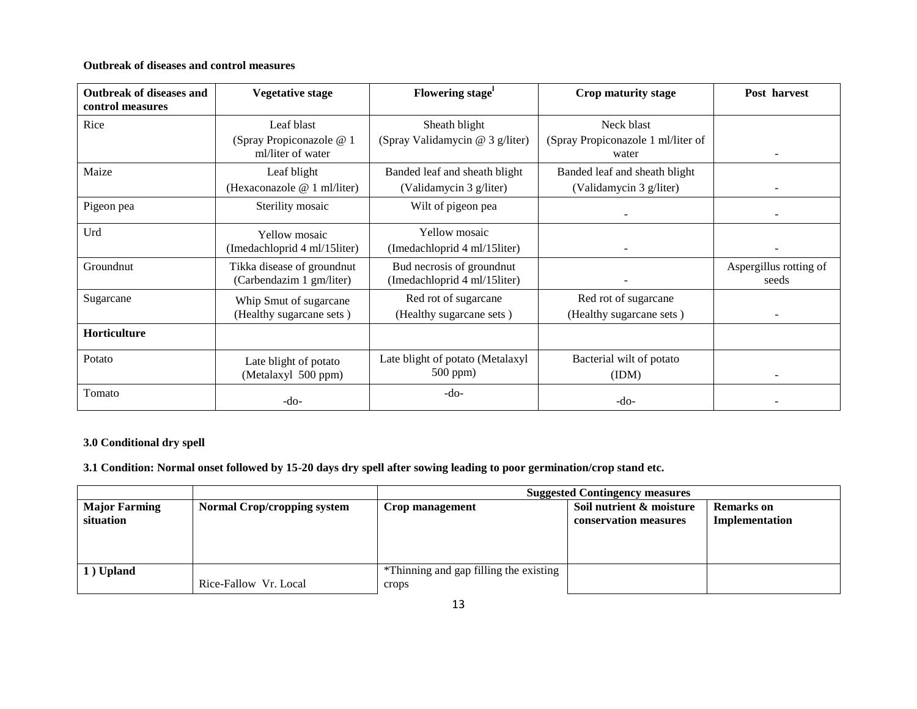**Outbreak of diseases and control measures**

| Outbreak of diseases and control measures | Vegetative stage | Flowering stage[l] | Crop maturity stage | Post harvest |
|---|---|---|---|---|
| Rice | Leaf blast (Spray Propiconazole @ 1 ml/liter of water | Sheath blight (Spray Validamycin @ 3 g/liter) | Neck blast (Spray Propiconazole 1 ml/liter of water | - |
| Maize | Leaf blight (Hexaconazole @ 1 ml/liter) | Banded leaf and sheath blight (Validamycin 3 g/liter) | Banded leaf and sheath blight (Validamycin 3 g/liter) | - |
| Pigeon pea | Sterility mosaic | Wilt of pigeon pea | - | - |
| Urd | Yellow mosaic (Imedachloprid 4 ml/15liter) | Yellow mosaic (Imedachloprid 4 ml/15liter) | - | - |
| Groundnut | Tikka disease of groundnut (Carbendazim 1 gm/liter) | Bud necrosis of groundnut (Imedachloprid 4 ml/15liter) | - | Aspergillus rotting of seeds |
| Sugarcane | Whip Smut of sugarcane (Healthy sugarcane sets ) | Red rot of sugarcane (Healthy sugarcane sets ) | Red rot of sugarcane (Healthy sugarcane sets ) | - |
| **Horticulture** | | | | |
| Potato | Late blight of potato (Metalaxyl 500 ppm) | Late blight of potato (Metalaxyl 500 ppm) | Bacterial wilt of potato (IDM) | - |
| Tomato | -do- | -do- | -do- | - |

**3.0 Conditional dry spell**

**3.1 Condition: Normal onset followed by 15-20 days dry spell after sowing leading to poor germination/crop stand etc.**

| | | Suggested Contingency measures | | |
|---|---|---|---|---|
| **Major Farming situation** | **Normal Crop/cropping system** | **Crop management** | **Soil nutrient & moisture conservation measures** | **Remarks on Implementation** |
| **1 ) Upland** | Rice-Fallow Vr. Local | *Thinning and gap filling the existing crops | | |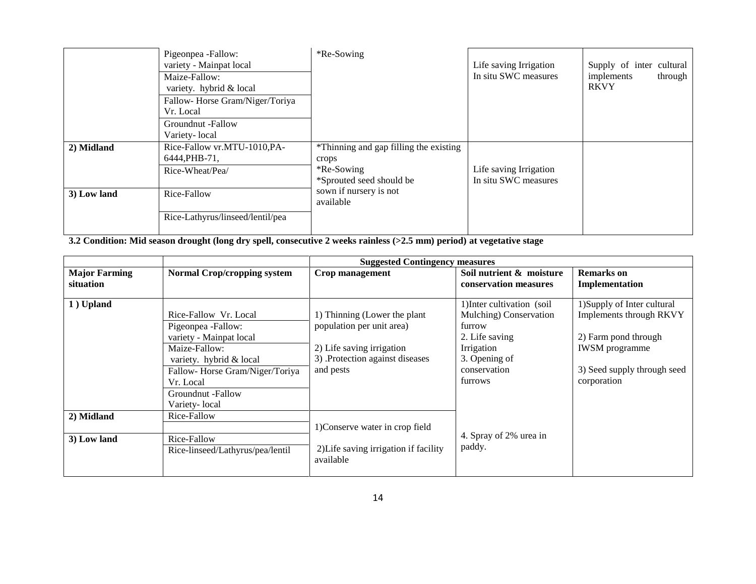| | | | | |
|---|---|---|---|---|
| | Pigeonpea -Fallow: variety - Mainpat local | *Re-Sowing | Life saving Irrigation In situ SWC measures | Supply of inter cultural implements through RKVY |
| | Maize-Fallow: variety. hybrid & local | | | |
| | Fallow- Horse Gram/Niger/Toriya Vr. Local | | | |
| | Groundnut -Fallow Variety- local | | | |
| **2) Midland** | Rice-Fallow vr.MTU-1010,PA-6444,PHB-71, | *Thinning and gap filling the existing crops *Re-Sowing *Sprouted seed should be sown if nursery is not available | Life saving Irrigation In situ SWC measures | |
| | Rice-Wheat/Pea/ | | | |
| **3) Low land** | Rice-Fallow | | | |
| | Rice-Lathyrus/linseed/lentil/pea | | | |

**3.2 Condition: Mid season drought (long dry spell, consecutive 2 weeks rainless (>2.5 mm) period) at vegetative stage**

| | | **Suggested Contingency measures** | | |
|---|---|---|---|---|
| **Major Farming situation** | **Normal Crop/cropping system** | **Crop management** | **Soil nutrient & moisture conservation measures** | **Remarks on Implementation** |
| **1 ) Upland** | Rice-Fallow Vr. Local | 1) Thinning (Lower the plant population per unit area) 2) Life saving irrigation 3) .Protection against diseases and pests | 1)Inter cultivation (soil Mulching) Conservation furrow 2. Life saving Irrigation 3. Opening of conservation furrows 4. Spray of 2% urea in paddy. | 1)Supply of Inter cultural Implements through RKVY 2) Farm pond through IWSM programme 3) Seed supply through seed corporation |
| | Pigeonpea -Fallow: variety - Mainpat local | | | |
| | Maize-Fallow: variety. hybrid & local | | | |
| | Fallow- Horse Gram/Niger/Toriya Vr. Local | | | |
| | Groundnut -Fallow Variety- local | | | |
| **2) Midland** | Rice-Fallow | 1)Conserve water in crop field 2)Life saving irrigation if facility available | | |
| | | | | |
| **3) Low land** | Rice-Fallow | | | |
| | Rice-linseed/Lathyrus/pea/lentil | | | |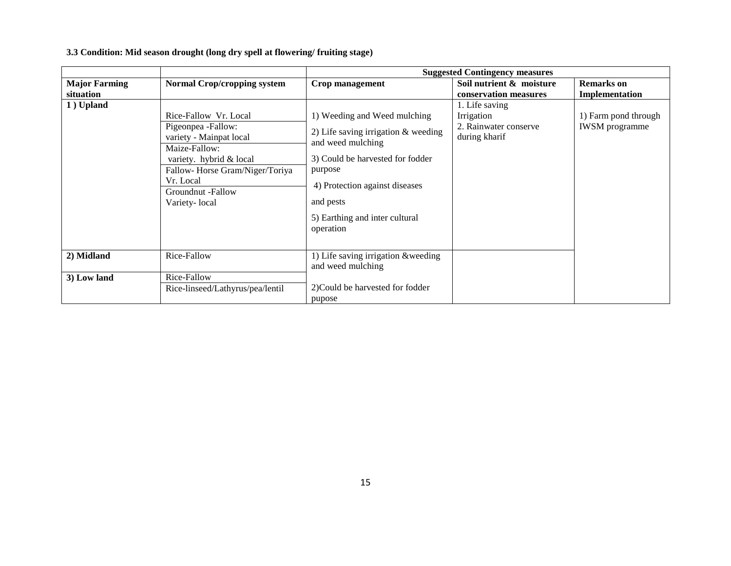**3.3 Condition: Mid season drought (long dry spell at flowering/ fruiting stage)**

| | | Suggested Contingency measures | | |
|---|---|---|---|---|
| **Major Farming situation** | **Normal Crop/cropping system** | **Crop management** | **Soil nutrient & moisture conservation measures** | **Remarks on Implementation** |
| **1 ) Upland** | Rice-Fallow Vr. Local<br>Pigeonpea -Fallow: variety - Mainpat local<br>Maize-Fallow: variety. hybrid & local<br>Fallow- Horse Gram/Niger/Toriya Vr. Local<br>Groundnut -Fallow Variety- local | 1) Weeding and Weed mulching<br>2) Life saving irrigation & weeding and weed mulching<br>3) Could be harvested for fodder purpose<br>4) Protection against diseases and pests<br>5) Earthing and inter cultural operation | 1. Life saving Irrigation<br>2. Rainwater conserve during kharif | 1) Farm pond through IWSM programme |
| **2) Midland** | Rice-Fallow | 1) Life saving irrigation &weeding and weed mulching<br>2)Could be harvested for fodder pupose | | |
| **3) Low land** | Rice-Fallow<br>Rice-linseed/Lathyrus/pea/lentil | | | |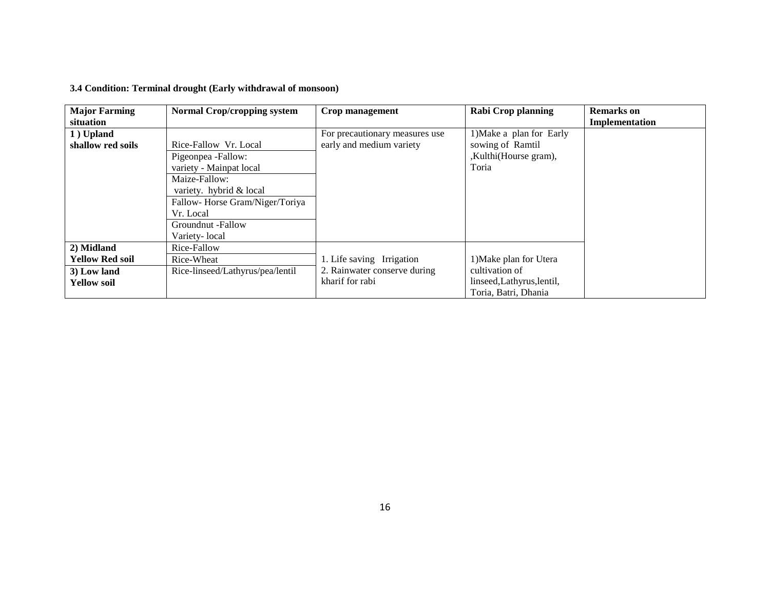**3.4 Condition: Terminal drought (Early withdrawal of monsoon)**

| Major Farming situation | Normal Crop/cropping system | Crop management | Rabi Crop planning | Remarks on Implementation |
|---|---|---|---|---|
| **1 ) Upland shallow red soils** | Rice-Fallow Vr. Local | For precautionary measures use early and medium variety | 1)Make a plan for Early sowing of Ramtil ,Kulthi(Hourse gram), Toria | |
| | Pigeonpea -Fallow: variety - Mainpat local | | | |
| | Maize-Fallow: variety. hybrid & local | | | |
| | Fallow- Horse Gram/Niger/Toriya Vr. Local | | | |
| | Groundnut -Fallow Variety- local | | | |
| **2) Midland Yellow Red soil** | Rice-Fallow | 1. Life saving Irrigation 2. Rainwater conserve during kharif for rabi | 1)Make plan for Utera cultivation of linseed,Lathyrus,lentil, Toria, Batri, Dhania | |
| | Rice-Wheat | | | |
| **3) Low land Yellow soil** | Rice-linseed/Lathyrus/pea/lentil | | | |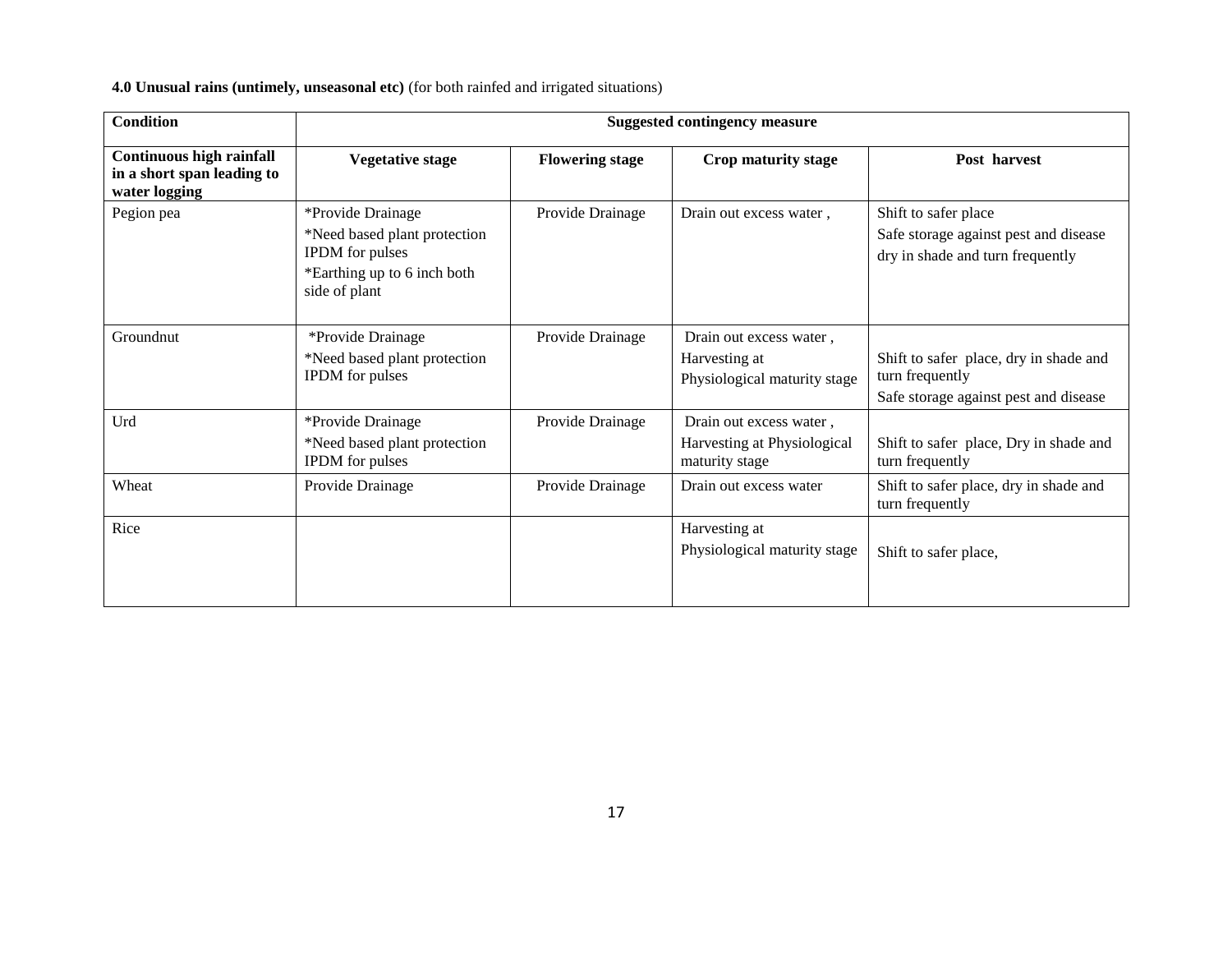**4.0 Unusual rains (untimely, unseasonal etc)** (for both rainfed and irrigated situations)

| **Condition** | **Suggested contingency measure** | | | |
|---|---|---|---|---|
| **Continuous high rainfall in a short span leading to water logging** | **Vegetative stage** | **Flowering stage** | **Crop maturity stage** | **Post harvest** |
| Pegion pea | *Provide Drainage<br>*Need based plant protection IPDM for pulses<br>*Earthing up to 6 inch both side of plant | Provide Drainage | Drain out excess water , | Shift to safer place<br>Safe storage against pest and disease<br>dry in shade and turn frequently |
| Groundnut | *Provide Drainage<br>*Need based plant protection IPDM for pulses | Provide Drainage | Drain out excess water ,<br>Harvesting at Physiological maturity stage | Shift to safer place, dry in shade and turn frequently<br>Safe storage against pest and disease |
| Urd | *Provide Drainage<br>*Need based plant protection IPDM for pulses | Provide Drainage | Drain out excess water ,<br>Harvesting at Physiological maturity stage | Shift to safer place, Dry in shade and turn frequently |
| Wheat | Provide Drainage | Provide Drainage | Drain out excess water | Shift to safer place, dry in shade and turn frequently |
| Rice | | | Harvesting at Physiological maturity stage | Shift to safer place, |